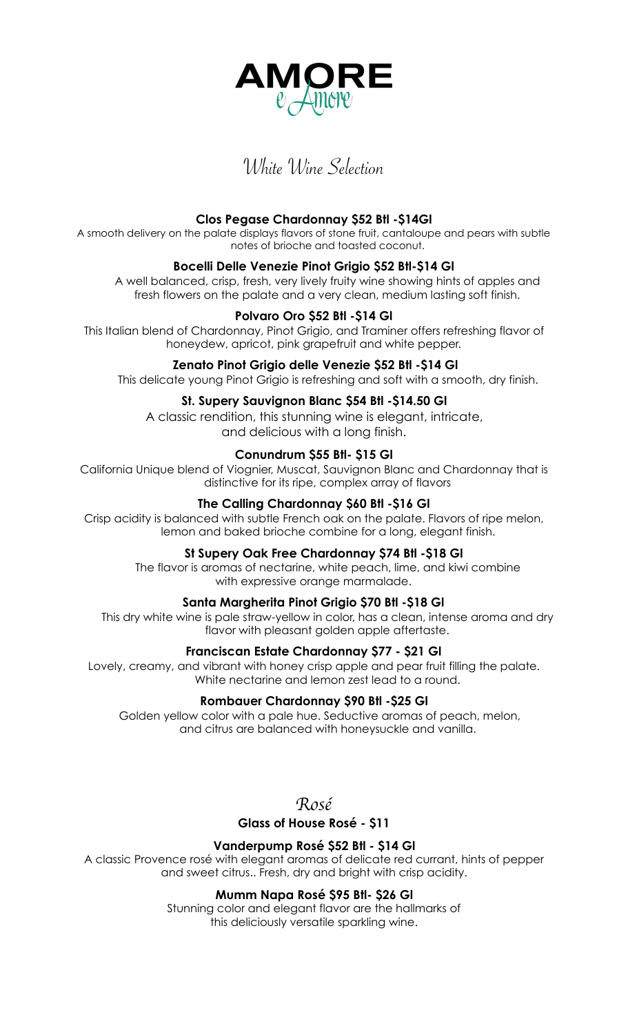# AMORE
## e Amore

## White Wine Selection

**Clos Pegase Chardonnay $52 Btl -$14Gl**

A smooth delivery on the palate displays flavors of stone fruit, cantaloupe and pears with subtle notes of brioche and toasted coconut.

**Bocelli Delle Venezie Pinot Grigio $52 Btl-$14 Gl**

A well balanced, crisp, fresh, very lively fruity wine showing hints of apples and fresh flowers on the palate and a very clean, medium lasting soft finish.

**Polvaro Oro $52 Btl -$14 Gl**

This Italian blend of Chardonnay, Pinot Grigio, and Traminer offers refreshing flavor of honeydew, apricot, pink grapefruit and white pepper.

**Zenato Pinot Grigio delle Venezie $52 Btl -$14 Gl**

This delicate young Pinot Grigio is refreshing and soft with a smooth, dry finish.

**St. Supery Sauvignon Blanc $54 Btl -$14.50 Gl**

A classic rendition, this stunning wine is elegant, intricate, and delicious with a long finish.

**Conundrum $55 Btl- $15 Gl**

California Unique blend of Viognier, Muscat, Sauvignon Blanc and Chardonnay that is distinctive for its ripe, complex array of flavors

**The Calling Chardonnay $60 Btl -$16 Gl**

Crisp acidity is balanced with subtle French oak on the palate. Flavors of ripe melon, lemon and baked brioche combine for a long, elegant finish.

**St Supery Oak Free Chardonnay $74 Btl -$18 Gl**

The flavor is aromas of nectarine, white peach, lime, and kiwi combine with expressive orange marmalade.

**Santa Margherita Pinot Grigio $70 Btl -$18 Gl**

This dry white wine is pale straw-yellow in color, has a clean, intense aroma and dry flavor with pleasant golden apple aftertaste.

**Franciscan Estate Chardonnay $77 - $21 Gl**

Lovely, creamy, and vibrant with honey crisp apple and pear fruit filling the palate. White nectarine and lemon zest lead to a round.

**Rombauer Chardonnay $90 Btl -$25 Gl**

Golden yellow color with a pale hue. Seductive aromas of peach, melon, and citrus are balanced with honeysuckle and vanilla.

## Rosé

**Glass of House Rosé - $11**

**Vanderpump Rosé $52 Btl - $14 Gl**

A classic Provence rosé with elegant aromas of delicate red currant, hints of pepper and sweet citrus.. Fresh, dry and bright with crisp acidity.

**Mumm Napa Rosé $95 Btl- $26 Gl**

Stunning color and elegant flavor are the hallmarks of this deliciously versatile sparkling wine.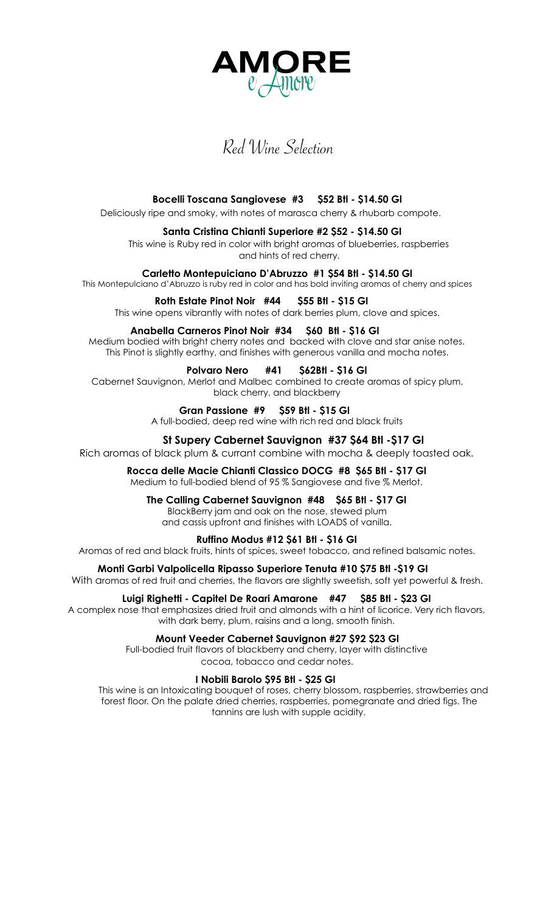# AMORE
## e Amore

## Red Wine Selection

**Bocelli Toscana Sangiovese #3 $52 Btl - $14.50 Gl**
Deliciously ripe and smoky, with notes of marasca cherry & rhubarb compote.

**Santa Cristina Chianti Superiore #2 $52 - $14.50 Gl**
This wine is Ruby red in color with bright aromas of blueberries, raspberries and hints of red cherry.

**Carletto Montepuiciano D'Abruzzo #1 $54 Btl - $14.50 Gl**
This Montepulciano d'Abruzzo is ruby red in color and has bold inviting aromas of cherry and spices

**Roth Estate Pinot Noir #44 $55 Btl - $15 Gl**
This wine opens vibrantly with notes of dark berries plum, clove and spices.

**Anabella Carneros Pinot Noir #34 $60 Btl - $16 Gl**
Medium bodied with bright cherry notes and backed with clove and star anise notes. This Pinot is slightly earthy, and finishes with generous vanilla and mocha notes.

**Polvaro Nero #41 $62Btl - $16 Gl**
Cabernet Sauvignon, Merlot and Malbec combined to create aromas of spicy plum, black cherry, and blackberry

**Gran Passione #9 $59 Btl - $15 Gl**
A full-bodied, deep red wine with rich red and black fruits

**St Supery Cabernet Sauvignon #37 $64 Btl -$17 Gl**
Rich aromas of black plum & currant combine with mocha & deeply toasted oak.

**Rocca delle Macie Chianti Classico DOCG #8 $65 Btl - $17 Gl**
Medium to full-bodied blend of 95 % Sangiovese and five % Merlot.

**The Calling Cabernet Sauvignon #48 $65 Btl - $17 Gl**
BlackBerry jam and oak on the nose, stewed plum and cassis upfront and finishes with LOADS of vanilla.

**Ruffino Modus #12 $61 Btl - $16 Gl**
Aromas of red and black fruits, hints of spices, sweet tobacco, and refined balsamic notes.

**Monti Garbi Valpolicella Ripasso Superiore Tenuta #10 $75 Btl -$19 Gl**
With aromas of red fruit and cherries, the flavors are slightly sweetish, soft yet powerful & fresh.

**Luigi Righetti - Capitel De Roari Amarone #47 $85 Btl - $23 Gl**
A complex nose that emphasizes dried fruit and almonds with a hint of licorice. Very rich flavors, with dark berry, plum, raisins and a long, smooth finish.

**Mount Veeder Cabernet Sauvignon #27 $92 $23 Gl**
Full-bodied fruit flavors of blackberry and cherry, layer with distinctive cocoa, tobacco and cedar notes.

**I Nobili Barolo $95 Btl - $25 Gl**
This wine is an Intoxicating bouquet of roses, cherry blossom, raspberries, strawberries and forest floor. On the palate dried cherries, raspberries, pomegranate and dried figs. The tannins are lush with supple acidity.